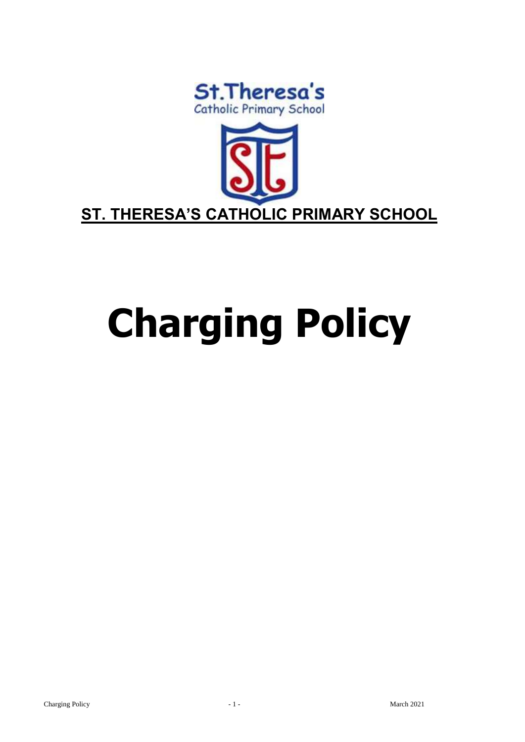St.Theresa's
Catholic Primary School

**ST. THERESA'S CATHOLIC PRIMARY SCHOOL**

# Charging Policy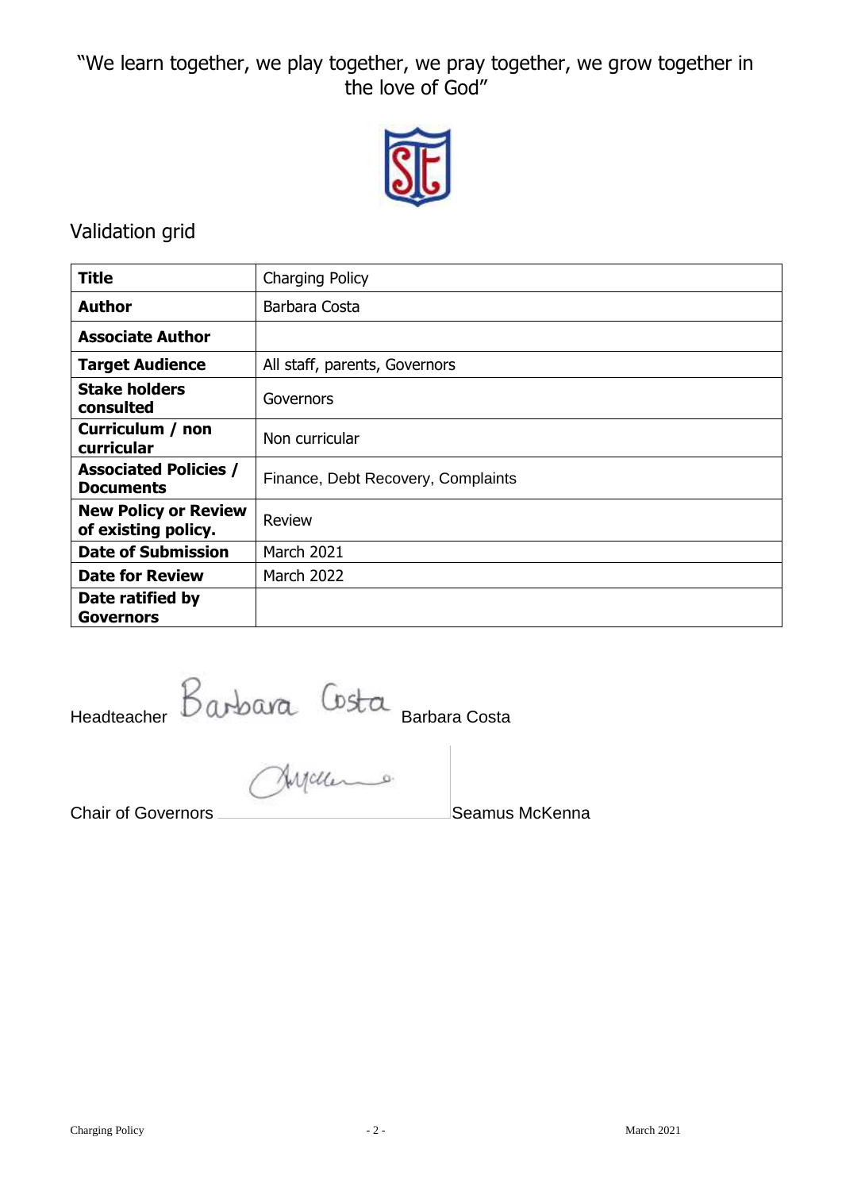"We learn together, we play together, we pray together, we grow together in the love of God"

## Validation grid

| **Title** | Charging Policy |
|---|---|
| **Author** | Barbara Costa |
| **Associate Author** | |
| **Target Audience** | All staff, parents, Governors |
| **Stake holders consulted** | Governors |
| **Curriculum / non curricular** | Non curricular |
| **Associated Policies / Documents** | Finance, Debt Recovery, Complaints |
| **New Policy or Review of existing policy.** | Review |
| **Date of Submission** | March 2021 |
| **Date for Review** | March 2022 |
| **Date ratified by Governors** | |

Headteacher Barbara Costa Barbara Costa

Chair of Governors \_\_\_\_\_\_\_\_\_\_\_\_\_\_\_\_ Seamus McKenna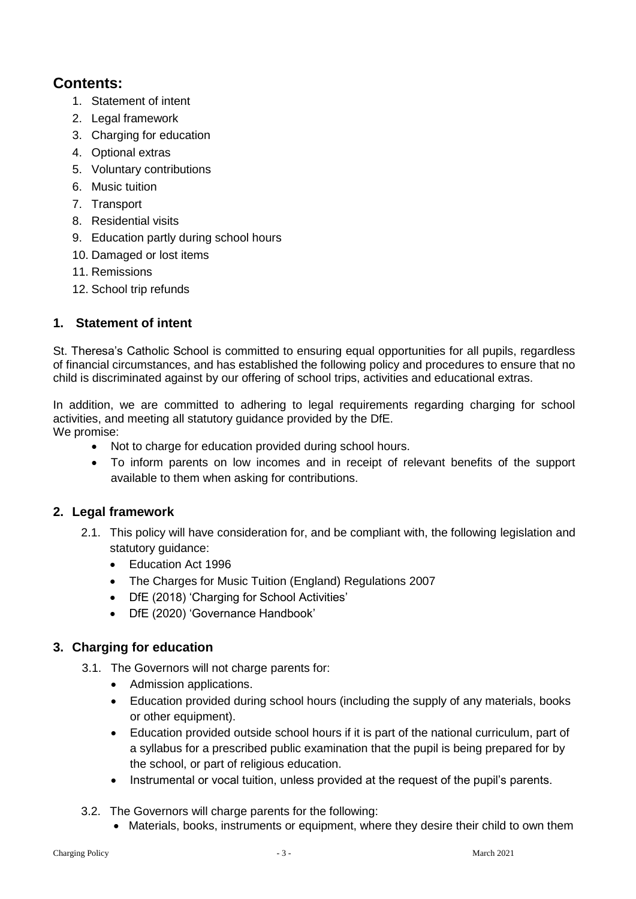## Contents:

1. Statement of intent
2. Legal framework
3. Charging for education
4. Optional extras
5. Voluntary contributions
6. Music tuition
7. Transport
8. Residential visits
9. Education partly during school hours
10. Damaged or lost items
11. Remissions
12. School trip refunds

### 1. Statement of intent

St. Theresa's Catholic School is committed to ensuring equal opportunities for all pupils, regardless of financial circumstances, and has established the following policy and procedures to ensure that no child is discriminated against by our offering of school trips, activities and educational extras.

In addition, we are committed to adhering to legal requirements regarding charging for school activities, and meeting all statutory guidance provided by the DfE.
We promise:

- Not to charge for education provided during school hours.
- To inform parents on low incomes and in receipt of relevant benefits of the support available to them when asking for contributions.

### 2. Legal framework

2.1. This policy will have consideration for, and be compliant with, the following legislation and statutory guidance:

- Education Act 1996
- The Charges for Music Tuition (England) Regulations 2007
- DfE (2018) 'Charging for School Activities'
- DfE (2020) 'Governance Handbook'

### 3. Charging for education

3.1. The Governors will not charge parents for:

- Admission applications.
- Education provided during school hours (including the supply of any materials, books or other equipment).
- Education provided outside school hours if it is part of the national curriculum, part of a syllabus for a prescribed public examination that the pupil is being prepared for by the school, or part of religious education.
- Instrumental or vocal tuition, unless provided at the request of the pupil's parents.

3.2. The Governors will charge parents for the following:

- Materials, books, instruments or equipment, where they desire their child to own them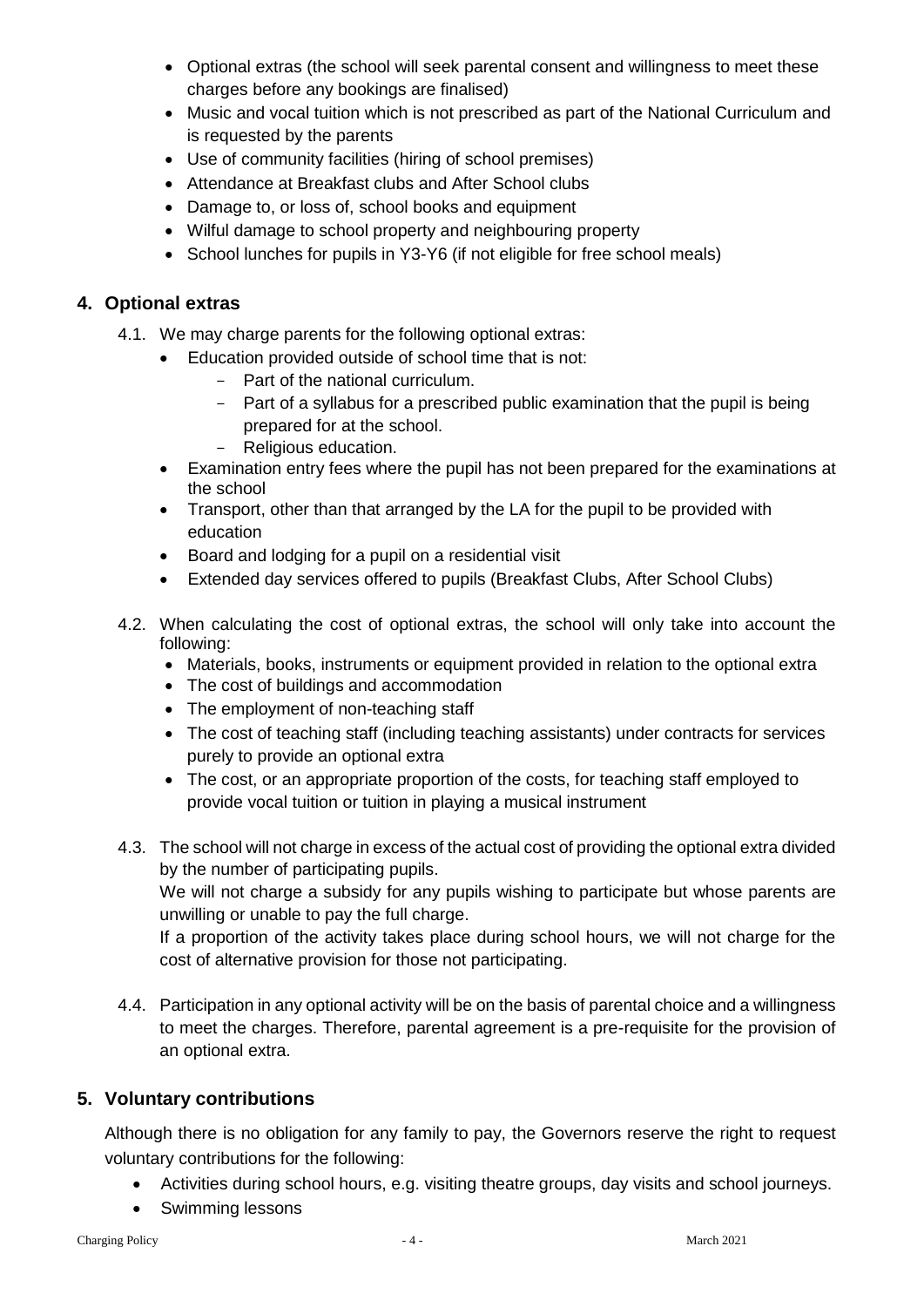- Optional extras (the school will seek parental consent and willingness to meet these charges before any bookings are finalised)
- Music and vocal tuition which is not prescribed as part of the National Curriculum and is requested by the parents
- Use of community facilities (hiring of school premises)
- Attendance at Breakfast clubs and After School clubs
- Damage to, or loss of, school books and equipment
- Wilful damage to school property and neighbouring property
- School lunches for pupils in Y3-Y6 (if not eligible for free school meals)

## 4. Optional extras

4.1. We may charge parents for the following optional extras:

- Education provided outside of school time that is not:
  - Part of the national curriculum.
  - Part of a syllabus for a prescribed public examination that the pupil is being prepared for at the school.
  - Religious education.
- Examination entry fees where the pupil has not been prepared for the examinations at the school
- Transport, other than that arranged by the LA for the pupil to be provided with education
- Board and lodging for a pupil on a residential visit
- Extended day services offered to pupils (Breakfast Clubs, After School Clubs)

4.2. When calculating the cost of optional extras, the school will only take into account the following:

- Materials, books, instruments or equipment provided in relation to the optional extra
- The cost of buildings and accommodation
- The employment of non-teaching staff
- The cost of teaching staff (including teaching assistants) under contracts for services purely to provide an optional extra
- The cost, or an appropriate proportion of the costs, for teaching staff employed to provide vocal tuition or tuition in playing a musical instrument

4.3. The school will not charge in excess of the actual cost of providing the optional extra divided by the number of participating pupils.
We will not charge a subsidy for any pupils wishing to participate but whose parents are unwilling or unable to pay the full charge.
If a proportion of the activity takes place during school hours, we will not charge for the cost of alternative provision for those not participating.

4.4. Participation in any optional activity will be on the basis of parental choice and a willingness to meet the charges. Therefore, parental agreement is a pre-requisite for the provision of an optional extra.

## 5. Voluntary contributions

Although there is no obligation for any family to pay, the Governors reserve the right to request voluntary contributions for the following:

- Activities during school hours, e.g. visiting theatre groups, day visits and school journeys.
- Swimming lessons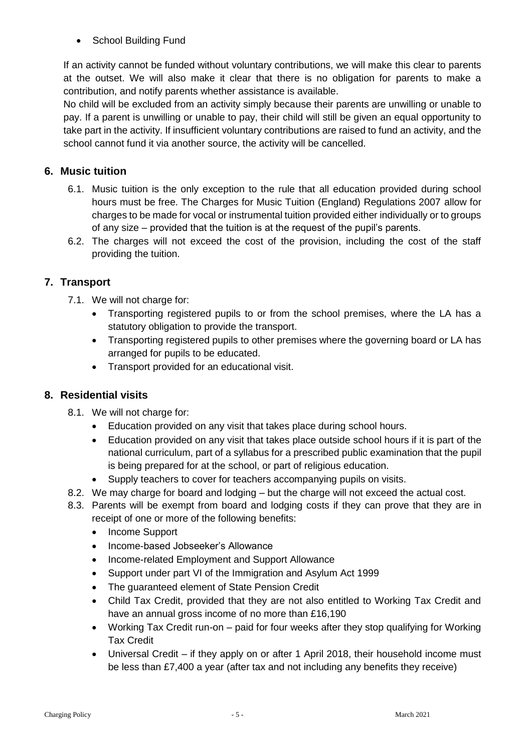- School Building Fund

If an activity cannot be funded without voluntary contributions, we will make this clear to parents at the outset. We will also make it clear that there is no obligation for parents to make a contribution, and notify parents whether assistance is available.

No child will be excluded from an activity simply because their parents are unwilling or unable to pay. If a parent is unwilling or unable to pay, their child will still be given an equal opportunity to take part in the activity. If insufficient voluntary contributions are raised to fund an activity, and the school cannot fund it via another source, the activity will be cancelled.

## 6. Music tuition

6.1. Music tuition is the only exception to the rule that all education provided during school hours must be free. The Charges for Music Tuition (England) Regulations 2007 allow for charges to be made for vocal or instrumental tuition provided either individually or to groups of any size – provided that the tuition is at the request of the pupil's parents.

6.2. The charges will not exceed the cost of the provision, including the cost of the staff providing the tuition.

## 7. Transport

7.1. We will not charge for:

- Transporting registered pupils to or from the school premises, where the LA has a statutory obligation to provide the transport.
- Transporting registered pupils to other premises where the governing board or LA has arranged for pupils to be educated.
- Transport provided for an educational visit.

## 8. Residential visits

8.1. We will not charge for:

- Education provided on any visit that takes place during school hours.
- Education provided on any visit that takes place outside school hours if it is part of the national curriculum, part of a syllabus for a prescribed public examination that the pupil is being prepared for at the school, or part of religious education.
- Supply teachers to cover for teachers accompanying pupils on visits.

8.2. We may charge for board and lodging – but the charge will not exceed the actual cost.

8.3. Parents will be exempt from board and lodging costs if they can prove that they are in receipt of one or more of the following benefits:

- Income Support
- Income-based Jobseeker's Allowance
- Income-related Employment and Support Allowance
- Support under part VI of the Immigration and Asylum Act 1999
- The guaranteed element of State Pension Credit
- Child Tax Credit, provided that they are not also entitled to Working Tax Credit and have an annual gross income of no more than £16,190
- Working Tax Credit run-on – paid for four weeks after they stop qualifying for Working Tax Credit
- Universal Credit – if they apply on or after 1 April 2018, their household income must be less than £7,400 a year (after tax and not including any benefits they receive)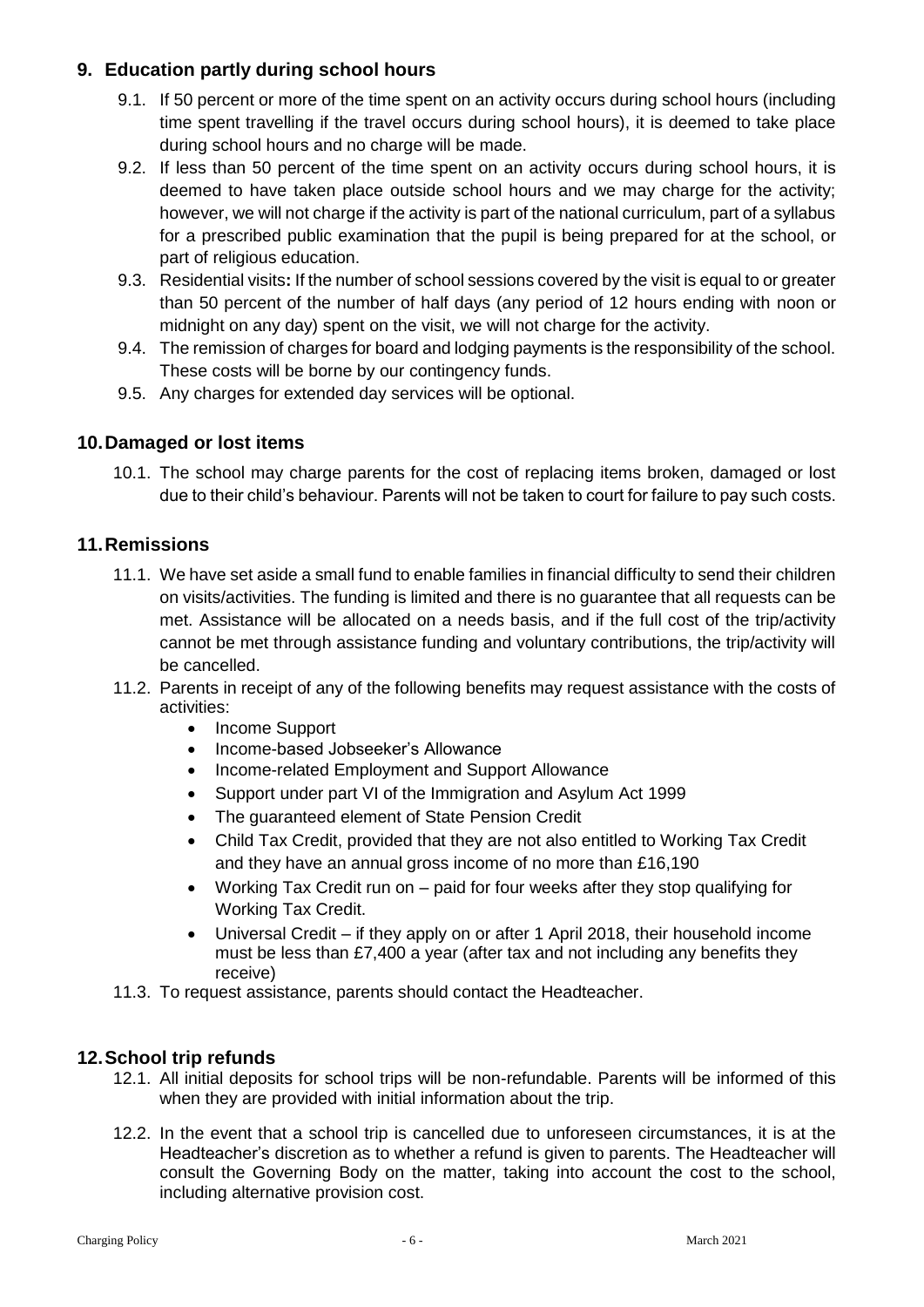## 9. Education partly during school hours

9.1. If 50 percent or more of the time spent on an activity occurs during school hours (including time spent travelling if the travel occurs during school hours), it is deemed to take place during school hours and no charge will be made.

9.2. If less than 50 percent of the time spent on an activity occurs during school hours, it is deemed to have taken place outside school hours and we may charge for the activity; however, we will not charge if the activity is part of the national curriculum, part of a syllabus for a prescribed public examination that the pupil is being prepared for at the school, or part of religious education.

9.3. Residential visits**:** If the number of school sessions covered by the visit is equal to or greater than 50 percent of the number of half days (any period of 12 hours ending with noon or midnight on any day) spent on the visit, we will not charge for the activity.

9.4. The remission of charges for board and lodging payments is the responsibility of the school. These costs will be borne by our contingency funds.

9.5. Any charges for extended day services will be optional.

## 10. Damaged or lost items

10.1. The school may charge parents for the cost of replacing items broken, damaged or lost due to their child's behaviour. Parents will not be taken to court for failure to pay such costs.

## 11. Remissions

11.1. We have set aside a small fund to enable families in financial difficulty to send their children on visits/activities. The funding is limited and there is no guarantee that all requests can be met. Assistance will be allocated on a needs basis, and if the full cost of the trip/activity cannot be met through assistance funding and voluntary contributions, the trip/activity will be cancelled.

11.2. Parents in receipt of any of the following benefits may request assistance with the costs of activities:

- Income Support
- Income-based Jobseeker's Allowance
- Income-related Employment and Support Allowance
- Support under part VI of the Immigration and Asylum Act 1999
- The guaranteed element of State Pension Credit
- Child Tax Credit, provided that they are not also entitled to Working Tax Credit and they have an annual gross income of no more than £16,190
- Working Tax Credit run on – paid for four weeks after they stop qualifying for Working Tax Credit.
- Universal Credit – if they apply on or after 1 April 2018, their household income must be less than £7,400 a year (after tax and not including any benefits they receive)

11.3. To request assistance, parents should contact the Headteacher.

## 12. School trip refunds

12.1. All initial deposits for school trips will be non-refundable. Parents will be informed of this when they are provided with initial information about the trip.

12.2. In the event that a school trip is cancelled due to unforeseen circumstances, it is at the Headteacher's discretion as to whether a refund is given to parents. The Headteacher will consult the Governing Body on the matter, taking into account the cost to the school, including alternative provision cost.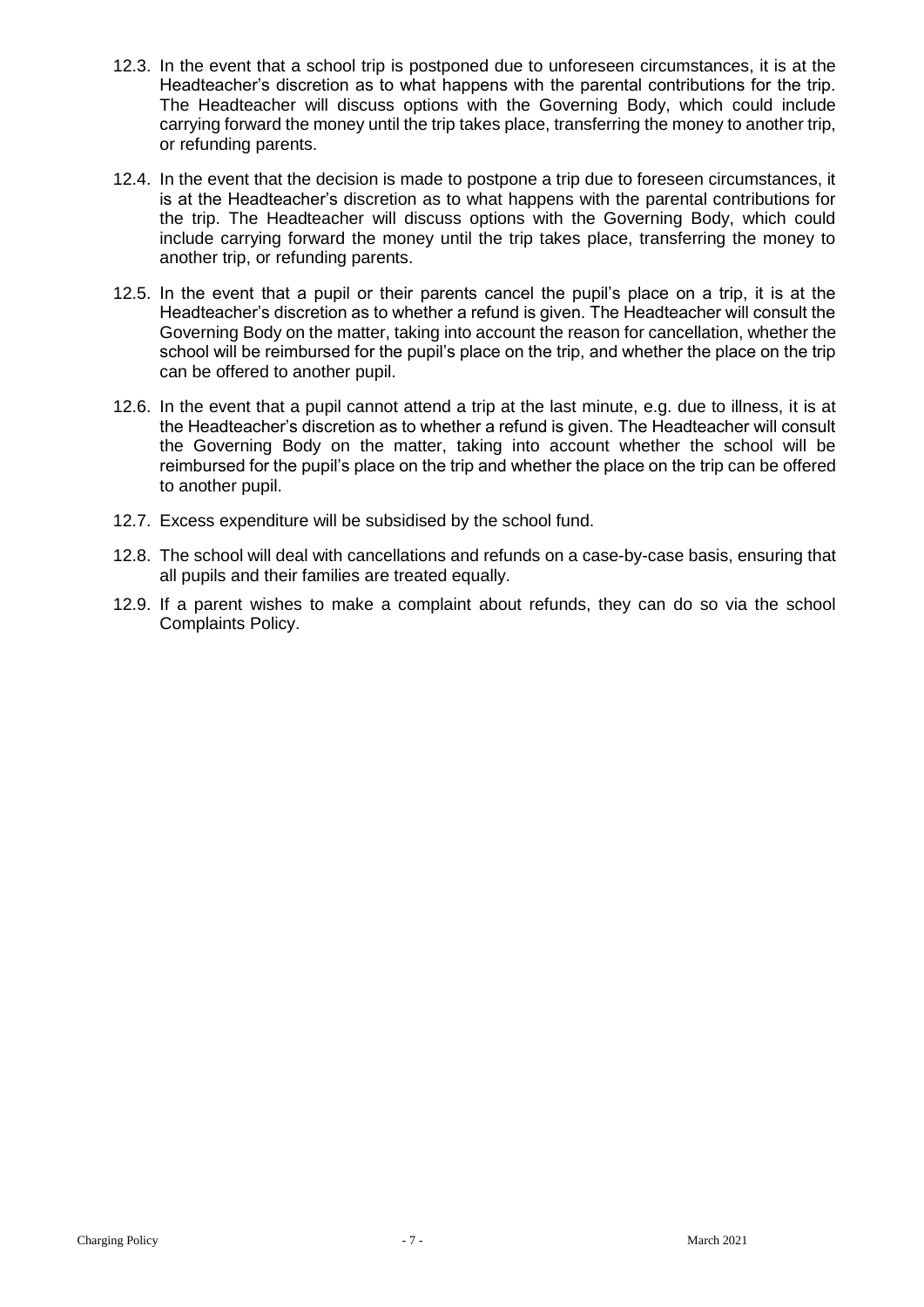12.3. In the event that a school trip is postponed due to unforeseen circumstances, it is at the Headteacher's discretion as to what happens with the parental contributions for the trip. The Headteacher will discuss options with the Governing Body, which could include carrying forward the money until the trip takes place, transferring the money to another trip, or refunding parents.

12.4. In the event that the decision is made to postpone a trip due to foreseen circumstances, it is at the Headteacher's discretion as to what happens with the parental contributions for the trip. The Headteacher will discuss options with the Governing Body, which could include carrying forward the money until the trip takes place, transferring the money to another trip, or refunding parents.

12.5. In the event that a pupil or their parents cancel the pupil's place on a trip, it is at the Headteacher's discretion as to whether a refund is given. The Headteacher will consult the Governing Body on the matter, taking into account the reason for cancellation, whether the school will be reimbursed for the pupil's place on the trip, and whether the place on the trip can be offered to another pupil.

12.6. In the event that a pupil cannot attend a trip at the last minute, e.g. due to illness, it is at the Headteacher's discretion as to whether a refund is given. The Headteacher will consult the Governing Body on the matter, taking into account whether the school will be reimbursed for the pupil's place on the trip and whether the place on the trip can be offered to another pupil.

12.7. Excess expenditure will be subsidised by the school fund.

12.8. The school will deal with cancellations and refunds on a case-by-case basis, ensuring that all pupils and their families are treated equally.

12.9. If a parent wishes to make a complaint about refunds, they can do so via the school Complaints Policy.